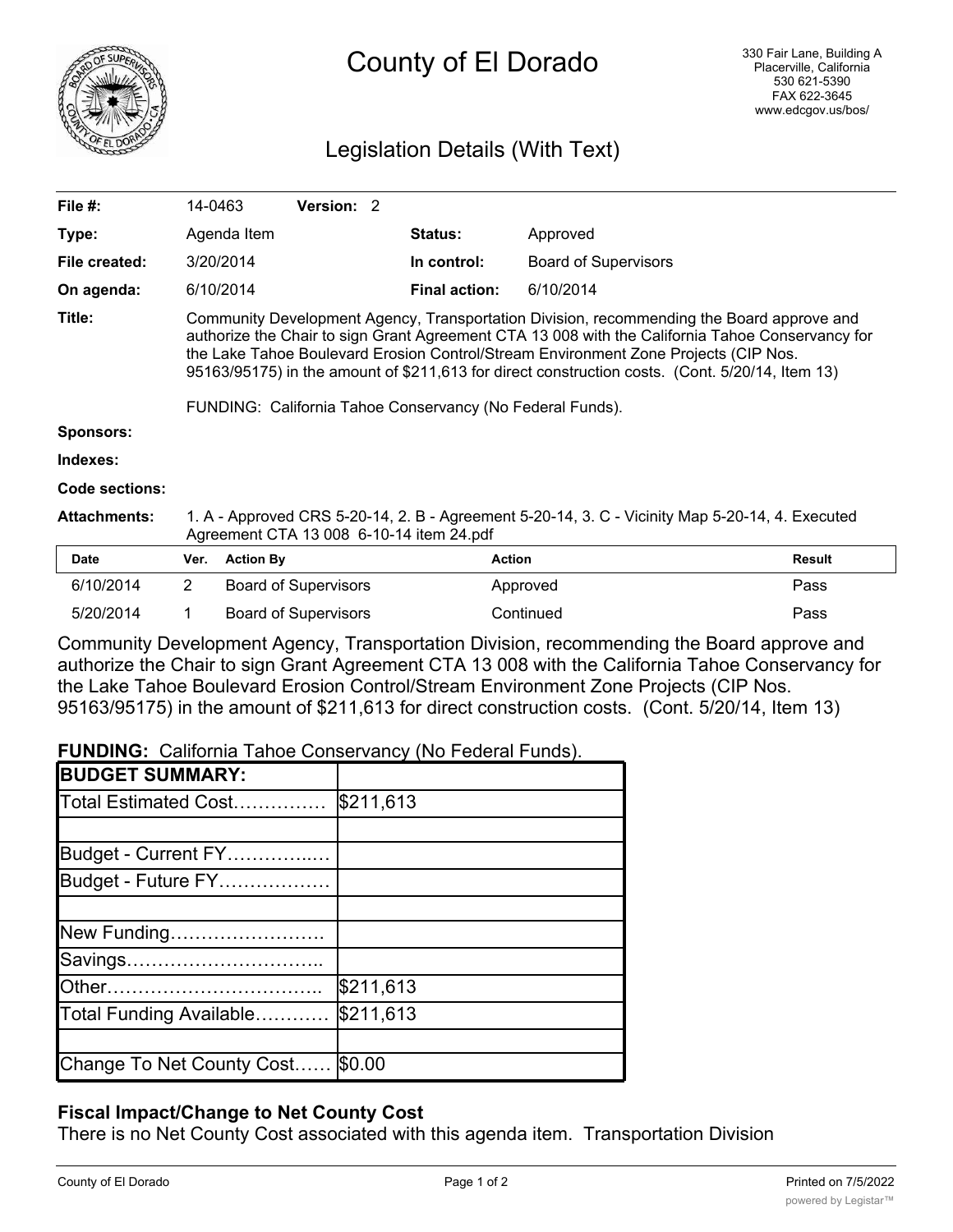# County of El Dorado

330 Fair Lane, Building A
Placerville, California
530 621-5390
FAX 622-3645
www.edcgov.us/bos/

## Legislation Details (With Text)

| | | | |
|---|---|---|---|
| **File #:** | 14-0463 **Version:** 2 | | |
| **Type:** | Agenda Item | **Status:** | Approved |
| **File created:** | 3/20/2014 | **In control:** | Board of Supervisors |
| **On agenda:** | 6/10/2014 | **Final action:** | 6/10/2014 |

**Title:** Community Development Agency, Transportation Division, recommending the Board approve and authorize the Chair to sign Grant Agreement CTA 13 008 with the California Tahoe Conservancy for the Lake Tahoe Boulevard Erosion Control/Stream Environment Zone Projects (CIP Nos. 95163/95175) in the amount of $211,613 for direct construction costs. (Cont. 5/20/14, Item 13)

FUNDING: California Tahoe Conservancy (No Federal Funds).

**Sponsors:**

**Indexes:**

**Code sections:**

**Attachments:** 1. A - Approved CRS 5-20-14, 2. B - Agreement 5-20-14, 3. C - Vicinity Map 5-20-14, 4. Executed Agreement CTA 13 008 6-10-14 item 24.pdf

| Date | Ver. | Action By | Action | Result |
|---|---|---|---|---|
| 6/10/2014 | 2 | Board of Supervisors | Approved | Pass |
| 5/20/2014 | 1 | Board of Supervisors | Continued | Pass |

Community Development Agency, Transportation Division, recommending the Board approve and authorize the Chair to sign Grant Agreement CTA 13 008 with the California Tahoe Conservancy for the Lake Tahoe Boulevard Erosion Control/Stream Environment Zone Projects (CIP Nos. 95163/95175) in the amount of $211,613 for direct construction costs. (Cont. 5/20/14, Item 13)

**FUNDING:** California Tahoe Conservancy (No Federal Funds).

| **BUDGET SUMMARY:** | |
|---|---|
| Total Estimated Cost…………… | $211,613 |
| | |
| Budget - Current FY………….…. | |
| Budget - Future FY……………… | |
| | |
| New Funding……………………. | |
| Savings………………………….. | |
| Other…………………………….. | $211,613 |
| Total Funding Available………… | $211,613 |
| | |
| Change To Net County Cost…… | $0.00 |

### Fiscal Impact/Change to Net County Cost

There is no Net County Cost associated with this agenda item. Transportation Division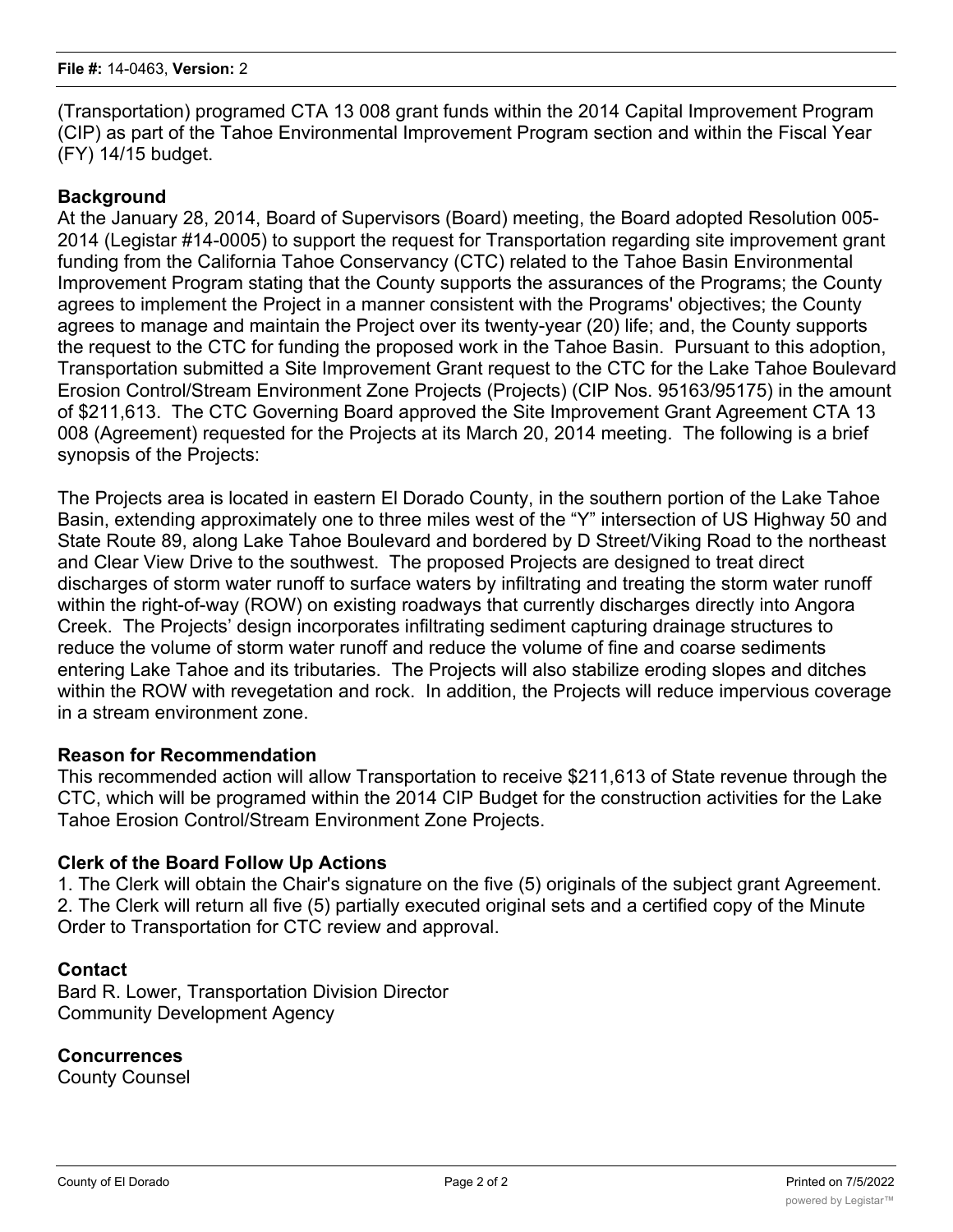(Transportation) programed CTA 13 008 grant funds within the 2014 Capital Improvement Program (CIP) as part of the Tahoe Environmental Improvement Program section and within the Fiscal Year (FY) 14/15 budget.

**Background**

At the January 28, 2014, Board of Supervisors (Board) meeting, the Board adopted Resolution 005-2014 (Legistar #14-0005) to support the request for Transportation regarding site improvement grant funding from the California Tahoe Conservancy (CTC) related to the Tahoe Basin Environmental Improvement Program stating that the County supports the assurances of the Programs; the County agrees to implement the Project in a manner consistent with the Programs' objectives; the County agrees to manage and maintain the Project over its twenty-year (20) life; and, the County supports the request to the CTC for funding the proposed work in the Tahoe Basin. Pursuant to this adoption, Transportation submitted a Site Improvement Grant request to the CTC for the Lake Tahoe Boulevard Erosion Control/Stream Environment Zone Projects (Projects) (CIP Nos. 95163/95175) in the amount of $211,613. The CTC Governing Board approved the Site Improvement Grant Agreement CTA 13 008 (Agreement) requested for the Projects at its March 20, 2014 meeting. The following is a brief synopsis of the Projects:

The Projects area is located in eastern El Dorado County, in the southern portion of the Lake Tahoe Basin, extending approximately one to three miles west of the “Y” intersection of US Highway 50 and State Route 89, along Lake Tahoe Boulevard and bordered by D Street/Viking Road to the northeast and Clear View Drive to the southwest. The proposed Projects are designed to treat direct discharges of storm water runoff to surface waters by infiltrating and treating the storm water runoff within the right-of-way (ROW) on existing roadways that currently discharges directly into Angora Creek. The Projects’ design incorporates infiltrating sediment capturing drainage structures to reduce the volume of storm water runoff and reduce the volume of fine and coarse sediments entering Lake Tahoe and its tributaries. The Projects will also stabilize eroding slopes and ditches within the ROW with revegetation and rock. In addition, the Projects will reduce impervious coverage in a stream environment zone.

**Reason for Recommendation**

This recommended action will allow Transportation to receive $211,613 of State revenue through the CTC, which will be programed within the 2014 CIP Budget for the construction activities for the Lake Tahoe Erosion Control/Stream Environment Zone Projects.

**Clerk of the Board Follow Up Actions**

1. The Clerk will obtain the Chair's signature on the five (5) originals of the subject grant Agreement.
2. The Clerk will return all five (5) partially executed original sets and a certified copy of the Minute Order to Transportation for CTC review and approval.

**Contact**

Bard R. Lower, Transportation Division Director
Community Development Agency

**Concurrences**

County Counsel